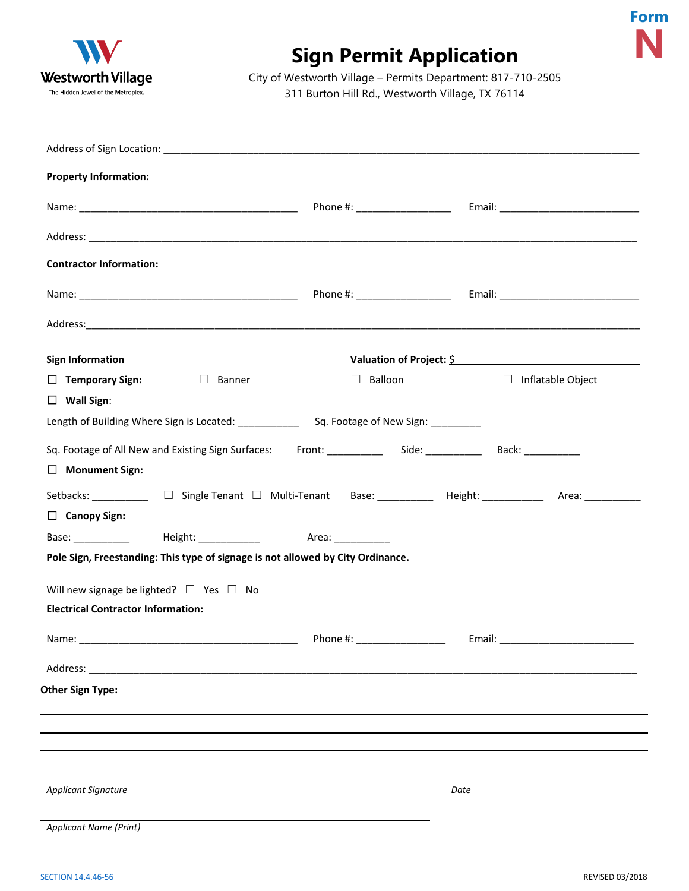Form **N**

Westworth Village
The Hidden Jewel of the Metroplex.

# Sign Permit Application

City of Westworth Village – Permits Department: 817-710-2505
311 Burton Hill Rd., Westworth Village, TX 76114

Address of Sign Location: ______________________________________________

**Property Information:**

Name: ______________________ Phone #: ______________ Email: ______________________

Address: ______________________________________________

**Contractor Information:**

Name: ______________________ Phone #: ______________ Email: ______________________

Address: ______________________________________________

**Sign Information** **Valuation of Project:** $______________________

☐ **Temporary Sign:** ☐ Banner ☐ Balloon ☐ Inflatable Object

☐ **Wall Sign**:

Length of Building Where Sign is Located: ___________ Sq. Footage of New Sign: _________

Sq. Footage of All New and Existing Sign Surfaces: Front: __________ Side: __________ Back: __________

☐ **Monument Sign:**

Setbacks: __________ ☐ Single Tenant ☐ Multi-Tenant Base: __________ Height: ___________ Area: __________

☐ **Canopy Sign:**

Base: __________ Height: ___________ Area: __________

**Pole Sign, Freestanding: This type of signage is not allowed by City Ordinance.**

Will new signage be lighted? ☐ Yes ☐ No

**Electrical Contractor Information:**

Name: ______________________ Phone #: ______________ Email: ______________________

Address: ______________________________________________

**Other Sign Type:**

______________________________________________

______________________________________________

______________________________________________

______________________________________________ ______________________
*Applicant Signature* *Date*

______________________________________________
*Applicant Name (Print)*

SECTION 14.4.46-56 REVISED 03/2018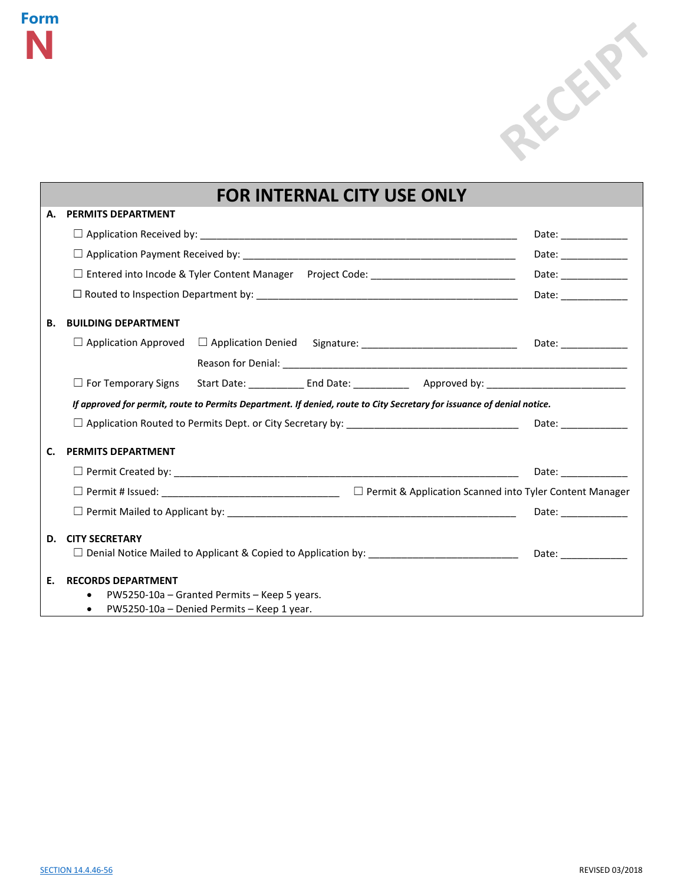Form

# N

RECEIPT

## FOR INTERNAL CITY USE ONLY

**A. PERMITS DEPARTMENT**

☐ Application Received by: ____________________________________________________________ Date: _____________

☐ Application Payment Received by: ____________________________________________________ Date: _____________

☐ Entered into Incode & Tyler Content Manager Project Code: ____________________________ Date: _____________

☐ Routed to Inspection Department by: __________________________________________________ Date: _____________

**B. BUILDING DEPARTMENT**

☐ Application Approved ☐ Application Denied Signature: ______________________________ Date: _____________

Reason for Denial: _________________________________________________________________________

☐ For Temporary Signs Start Date: __________ End Date: __________ Approved by: ___________________________

***If approved for permit, route to Permits Department. If denied, route to City Secretary for issuance of denial notice.***

☐ Application Routed to Permits Dept. or City Secretary by: _________________________________ Date: _____________

**C. PERMITS DEPARTMENT**

☐ Permit Created by: _________________________________________________________________ Date: _____________

☐ Permit # Issued: _________________________________ ☐ Permit & Application Scanned into Tyler Content Manager

☐ Permit Mailed to Applicant by: ______________________________________________________ Date: _____________

**D. CITY SECRETARY**

☐ Denial Notice Mailed to Applicant & Copied to Application by: _____________________________ Date: _____________

**E. RECORDS DEPARTMENT**

- PW5250-10a – Granted Permits – Keep 5 years.
- PW5250-10a – Denied Permits – Keep 1 year.

SECTION 14.4.46-56

REVISED 03/2018